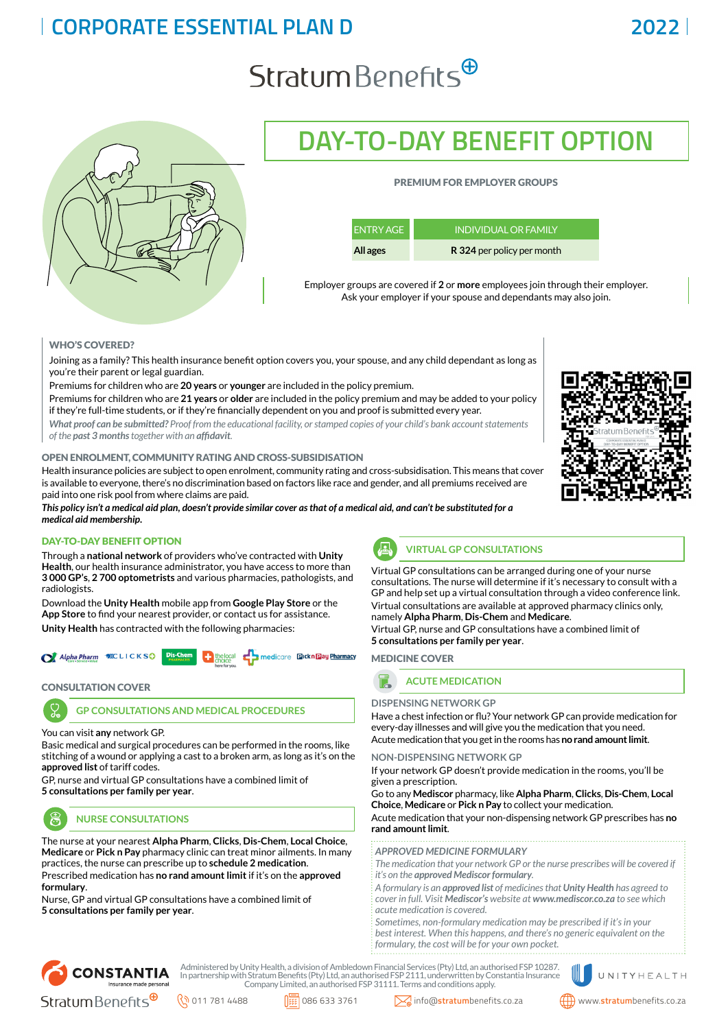# CORPORATE ESSENTIAL PLAN D 2022

Stratum Benefits

# DAY-TO-DAY BENEFIT OPTION

**PREMIUM FOR EMPLOYER GROUPS**

| ENTRY AGE | INDIVIDUAL OR FAMILY |
|---|---|
| **All ages** | **R 324** per policy per month |

Employer groups are covered if **2** or **more** employees join through their employer.
Ask your employer if your spouse and dependants may also join.

### WHO'S COVERED?

Joining as a family? This health insurance benefit option covers you, your spouse, and any child dependant as long as you're their parent or legal guardian.

Premiums for children who are **20 years** or **younger** are included in the policy premium.

Premiums for children who are **21 years** or **older** are included in the policy premium and may be added to your policy if they're full-time students, or if they're financially dependent on you and proof is submitted every year.

*What proof can be submitted? Proof from the educational facility, or stamped copies of your child's bank account statements of the **past 3 months** together with an **affidavit**.*

### OPEN ENROLMENT, COMMUNITY RATING AND CROSS-SUBSIDISATION

Health insurance policies are subject to open enrolment, community rating and cross-subsidisation. This means that cover is available to everyone, there's no discrimination based on factors like race and gender, and all premiums received are paid into one risk pool from which claims are paid.

***This policy isn't a medical aid plan, doesn't provide similar cover as that of a medical aid, and can't be substituted for a medical aid membership.***

### DAY-TO-DAY BENEFIT OPTION

Through a **national network** of providers who've contracted with **Unity Health**, our health insurance administrator, you have access to more than **3 000 GP's**, **2 700 optometrists** and various pharmacies, pathologists, and radiologists.

Download the **Unity Health** mobile app from **Google Play Store** or the **App Store** to find your nearest provider, or contact us for assistance.

**Unity Health** has contracted with the following pharmacies:

Alpha Pharm, Clicks, Dis-Chem, the local choice, medicare, Pick n Pay Pharmacy

### CONSULTATION COVER

#### GP CONSULTATIONS AND MEDICAL PROCEDURES

You can visit **any** network GP.

Basic medical and surgical procedures can be performed in the rooms, like stitching of a wound or applying a cast to a broken arm, as long as it's on the **approved list** of tariff codes.

GP, nurse and virtual GP consultations have a combined limit of **5 consultations per family per year**.

#### NURSE CONSULTATIONS

The nurse at your nearest **Alpha Pharm**, **Clicks**, **Dis-Chem**, **Local Choice**, **Medicare** or **Pick n Pay** pharmacy clinic can treat minor ailments. In many practices, the nurse can prescribe up to **schedule 2 medication**.

Prescribed medication has **no rand amount limit** if it's on the **approved formulary**.

Nurse, GP and virtual GP consultations have a combined limit of **5 consultations per family per year**.

#### VIRTUAL GP CONSULTATIONS

Virtual GP consultations can be arranged during one of your nurse consultations. The nurse will determine if it's necessary to consult with a GP and help set up a virtual consultation through a video conference link.

Virtual consultations are available at approved pharmacy clinics only, namely **Alpha Pharm**, **Dis-Chem** and **Medicare**.

Virtual GP, nurse and GP consultations have a combined limit of **5 consultations per family per year**.

### MEDICINE COVER

#### ACUTE MEDICATION

**DISPENSING NETWORK GP**

Have a chest infection or flu? Your network GP can provide medication for every-day illnesses and will give you the medication that you need.

Acute medication that you get in the rooms has **no rand amount limit**.

**NON-DISPENSING NETWORK GP**

If your network GP doesn't provide medication in the rooms, you'll be given a prescription.

Go to any **Mediscor** pharmacy, like **Alpha Pharm**, **Clicks**, **Dis-Chem**, **Local Choice**, **Medicare** or **Pick n Pay** to collect your medication.

Acute medication that your non-dispensing network GP prescribes has **no rand amount limit**.

*APPROVED MEDICINE FORMULARY*

*The medication that your network GP or the nurse prescribes will be covered if it's on the **approved Mediscor formulary**.*

*A formulary is an **approved list** of medicines that **Unity Health** has agreed to cover in full. Visit **Mediscor's** website at **www.mediscor.co.za** to see which acute medication is covered.*

*Sometimes, non-formulary medication may be prescribed if it's in your best interest. When this happens, and there's no generic equivalent on the formulary, the cost will be for your own pocket.*

Administered by Unity Health, a division of Ambledown Financial Services (Pty) Ltd, an authorised FSP 10287. In partnership with Stratum Benefits (Pty) Ltd, an authorised FSP 2111, underwritten by Constantia Insurance Company Limited, an authorised FSP 31111. Terms and conditions apply.

011 781 4488 | 086 633 3761 | info@stratumbenefits.co.za | www.stratumbenefits.co.za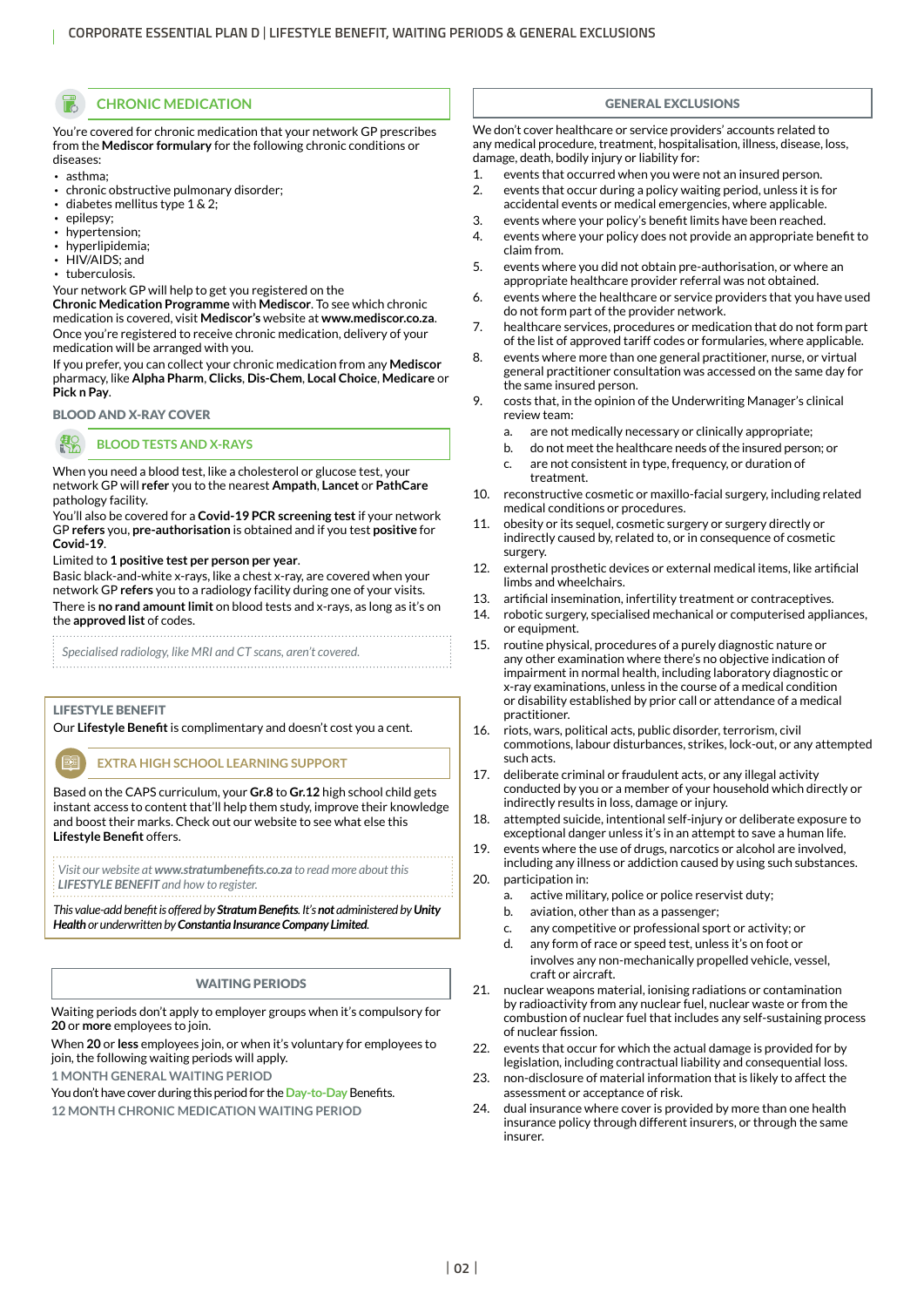## CHRONIC MEDICATION

You're covered for chronic medication that your network GP prescribes from the **Mediscor formulary** for the following chronic conditions or diseases:

- asthma;
- chronic obstructive pulmonary disorder;
- diabetes mellitus type 1 & 2;
- epilepsy;
- hypertension;
- hyperlipidemia;
- HIV/AIDS; and
- tuberculosis.

Your network GP will help to get you registered on the **Chronic Medication Programme** with **Mediscor**. To see which chronic medication is covered, visit **Mediscor's** website at **www.mediscor.co.za**. Once you're registered to receive chronic medication, delivery of your medication will be arranged with you.

If you prefer, you can collect your chronic medication from any **Mediscor** pharmacy, like **Alpha Pharm**, **Clicks**, **Dis-Chem**, **Local Choice**, **Medicare** or **Pick n Pay**.

### BLOOD AND X-RAY COVER

## BLOOD TESTS AND X-RAYS

When you need a blood test, like a cholesterol or glucose test, your network GP will **refer** you to the nearest **Ampath**, **Lancet** or **PathCare** pathology facility.

You'll also be covered for a **Covid-19 PCR screening test** if your network GP **refers** you, **pre-authorisation** is obtained and if you test **positive** for **Covid-19**.

Limited to **1 positive test per person per year**.

Basic black-and-white x-rays, like a chest x-ray, are covered when your network GP **refers** you to a radiology facility during one of your visits.

There is **no rand amount limit** on blood tests and x-rays, as long as it's on the **approved** list of codes.

*Specialised radiology, like MRI and CT scans, aren't covered.*

### LIFESTYLE BENEFIT

Our **Lifestyle Benefit** is complimentary and doesn't cost you a cent.

## EXTRA HIGH SCHOOL LEARNING SUPPORT

Based on the CAPS curriculum, your **Gr.8** to **Gr.12** high school child gets instant access to content that'll help them study, improve their knowledge and boost their marks. Check out our website to see what else this **Lifestyle Benefit** offers.

*Visit our website at **www.stratumbenefits.co.za** to read more about this **LIFESTYLE BENEFIT** and how to register.*

*This value-add benefit is offered by **Stratum Benefits**. It's **not** administered by **Unity Health** or underwritten by **Constantia Insurance Company Limited**.*

## WAITING PERIODS

Waiting periods don't apply to employer groups when it's compulsory for **20** or **more** employees to join.

When **20** or **less** employees join, or when it's voluntary for employees to join, the following waiting periods will apply.

### 1 MONTH GENERAL WAITING PERIOD

You don't have cover during this period for the Day-to-Day Benefits.

### 12 MONTH CHRONIC MEDICATION WAITING PERIOD

## GENERAL EXCLUSIONS

We don't cover healthcare or service providers' accounts related to any medical procedure, treatment, hospitalisation, illness, disease, loss, damage, death, bodily injury or liability for:

1. events that occurred when you were not an insured person.
2. events that occur during a policy waiting period, unless it is for accidental events or medical emergencies, where applicable.
3. events where your policy's benefit limits have been reached.
4. events where your policy does not provide an appropriate benefit to claim from.
5. events where you did not obtain pre-authorisation, or where an appropriate healthcare provider referral was not obtained.
6. events where the healthcare or service providers that you have used do not form part of the provider network.
7. healthcare services, procedures or medication that do not form part of the list of approved tariff codes or formularies, where applicable.
8. events where more than one general practitioner, nurse, or virtual general practitioner consultation was accessed on the same day for the same insured person.
9. costs that, in the opinion of the Underwriting Manager's clinical review team:
    a. are not medically necessary or clinically appropriate;
    b. do not meet the healthcare needs of the insured person; or
    c. are not consistent in type, frequency, or duration of treatment.
10. reconstructive cosmetic or maxillo-facial surgery, including related medical conditions or procedures.
11. obesity or its sequel, cosmetic surgery or surgery directly or indirectly caused by, related to, or in consequence of cosmetic surgery.
12. external prosthetic devices or external medical items, like artificial limbs and wheelchairs.
13. artificial insemination, infertility treatment or contraceptives.
14. robotic surgery, specialised mechanical or computerised appliances, or equipment.
15. routine physical, procedures of a purely diagnostic nature or any other examination where there's no objective indication of impairment in normal health, including laboratory diagnostic or x-ray examinations, unless in the course of a medical condition or disability established by prior call or attendance of a medical practitioner.
16. riots, wars, political acts, public disorder, terrorism, civil commotions, labour disturbances, strikes, lock-out, or any attempted such acts.
17. deliberate criminal or fraudulent acts, or any illegal activity conducted by you or a member of your household which directly or indirectly results in loss, damage or injury.
18. attempted suicide, intentional self-injury or deliberate exposure to exceptional danger unless it's in an attempt to save a human life.
19. events where the use of drugs, narcotics or alcohol are involved, including any illness or addiction caused by using such substances.
20. participation in:
    a. active military, police or police reservist duty;
    b. aviation, other than as a passenger;
    c. any competitive or professional sport or activity; or
    d. any form of race or speed test, unless it's on foot or involves any non-mechanically propelled vehicle, vessel, craft or aircraft.
21. nuclear weapons material, ionising radiations or contamination by radioactivity from any nuclear fuel, nuclear waste or from the combustion of nuclear fuel that includes any self-sustaining process of nuclear fission.
22. events that occur for which the actual damage is provided for by legislation, including contractual liability and consequential loss.
23. non-disclosure of material information that is likely to affect the assessment or acceptance of risk.
24. dual insurance where cover is provided by more than one health insurance policy through different insurers, or through the same insurer.